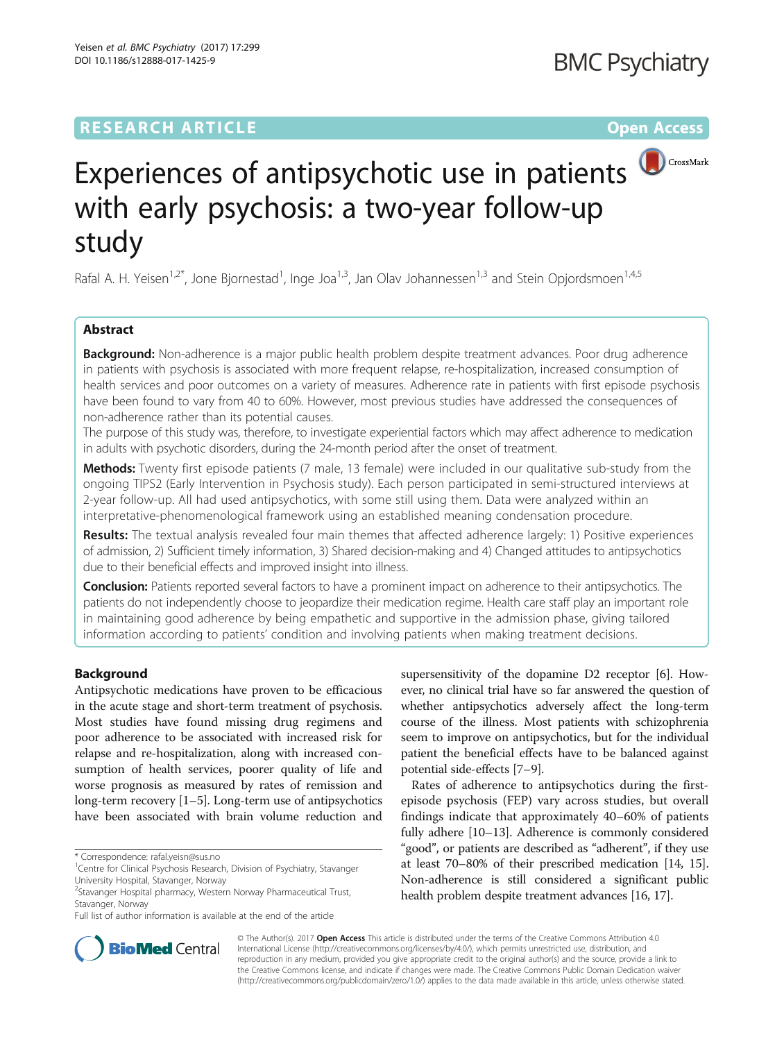RESEARCH ARTICLE

Open Access

# Experiences of antipsychotic use in patients with early psychosis: a two-year follow-up study

Rafal A. H. Yeisen[1,2*], Jone Bjornestad[1], Inge Joa[1,3], Jan Olav Johannessen[1,3] and Stein Opjordsmoen[1,4,5]

## Abstract

**Background:** Non-adherence is a major public health problem despite treatment advances. Poor drug adherence in patients with psychosis is associated with more frequent relapse, re-hospitalization, increased consumption of health services and poor outcomes on a variety of measures. Adherence rate in patients with first episode psychosis have been found to vary from 40 to 60%. However, most previous studies have addressed the consequences of non-adherence rather than its potential causes.

The purpose of this study was, therefore, to investigate experiential factors which may affect adherence to medication in adults with psychotic disorders, during the 24-month period after the onset of treatment.

**Methods:** Twenty first episode patients (7 male, 13 female) were included in our qualitative sub-study from the ongoing TIPS2 (Early Intervention in Psychosis study). Each person participated in semi-structured interviews at 2-year follow-up. All had used antipsychotics, with some still using them. Data were analyzed within an interpretative-phenomenological framework using an established meaning condensation procedure.

**Results:** The textual analysis revealed four main themes that affected adherence largely: 1) Positive experiences of admission, 2) Sufficient timely information, 3) Shared decision-making and 4) Changed attitudes to antipsychotics due to their beneficial effects and improved insight into illness.

**Conclusion:** Patients reported several factors to have a prominent impact on adherence to their antipsychotics. The patients do not independently choose to jeopardize their medication regime. Health care staff play an important role in maintaining good adherence by being empathetic and supportive in the admission phase, giving tailored information according to patients' condition and involving patients when making treatment decisions.

## Background

Antipsychotic medications have proven to be efficacious in the acute stage and short-term treatment of psychosis. Most studies have found missing drug regimens and poor adherence to be associated with increased risk for relapse and re-hospitalization, along with increased consumption of health services, poorer quality of life and worse prognosis as measured by rates of remission and long-term recovery [1–5]. Long-term use of antipsychotics have been associated with brain volume reduction and supersensitivity of the dopamine D2 receptor [6]. However, no clinical trial have so far answered the question of whether antipsychotics adversely affect the long-term course of the illness. Most patients with schizophrenia seem to improve on antipsychotics, but for the individual patient the beneficial effects have to be balanced against potential side-effects [7–9].

Rates of adherence to antipsychotics during the first-episode psychosis (FEP) vary across studies, but overall findings indicate that approximately 40–60% of patients fully adhere [10–13]. Adherence is commonly considered "good", or patients are described as "adherent", if they use at least 70–80% of their prescribed medication [14, 15]. Non-adherence is still considered a significant public health problem despite treatment advances [16, 17].

\* Correspondence: rafal.yeisn@sus.no

[1]Centre for Clinical Psychosis Research, Division of Psychiatry, Stavanger University Hospital, Stavanger, Norway

[2]Stavanger Hospital pharmacy, Western Norway Pharmaceutical Trust, Stavanger, Norway

Full list of author information is available at the end of the article

© The Author(s). 2017 **Open Access** This article is distributed under the terms of the Creative Commons Attribution 4.0 International License (http://creativecommons.org/licenses/by/4.0/), which permits unrestricted use, distribution, and reproduction in any medium, provided you give appropriate credit to the original author(s) and the source, provide a link to the Creative Commons license, and indicate if changes were made. The Creative Commons Public Domain Dedication waiver (http://creativecommons.org/publicdomain/zero/1.0/) applies to the data made available in this article, unless otherwise stated.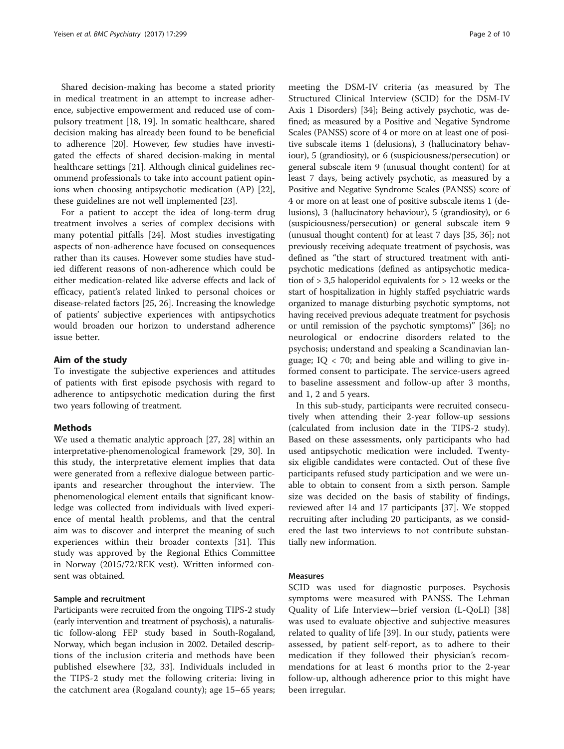Shared decision-making has become a stated priority in medical treatment in an attempt to increase adherence, subjective empowerment and reduced use of compulsory treatment [18, 19]. In somatic healthcare, shared decision making has already been found to be beneficial to adherence [20]. However, few studies have investigated the effects of shared decision-making in mental healthcare settings [21]. Although clinical guidelines recommend professionals to take into account patient opinions when choosing antipsychotic medication (AP) [22], these guidelines are not well implemented [23].

For a patient to accept the idea of long-term drug treatment involves a series of complex decisions with many potential pitfalls [24]. Most studies investigating aspects of non-adherence have focused on consequences rather than its causes. However some studies have studied different reasons of non-adherence which could be either medication-related like adverse effects and lack of efficacy, patient's related linked to personal choices or disease-related factors [25, 26]. Increasing the knowledge of patients' subjective experiences with antipsychotics would broaden our horizon to understand adherence issue better.

## Aim of the study

To investigate the subjective experiences and attitudes of patients with first episode psychosis with regard to adherence to antipsychotic medication during the first two years following of treatment.

## Methods

We used a thematic analytic approach [27, 28] within an interpretative-phenomenological framework [29, 30]. In this study, the interpretative element implies that data were generated from a reflexive dialogue between participants and researcher throughout the interview. The phenomenological element entails that significant knowledge was collected from individuals with lived experience of mental health problems, and that the central aim was to discover and interpret the meaning of such experiences within their broader contexts [31]. This study was approved by the Regional Ethics Committee in Norway (2015/72/REK vest). Written informed consent was obtained.

### Sample and recruitment

Participants were recruited from the ongoing TIPS-2 study (early intervention and treatment of psychosis), a naturalistic follow-along FEP study based in South-Rogaland, Norway, which began inclusion in 2002. Detailed descriptions of the inclusion criteria and methods have been published elsewhere [32, 33]. Individuals included in the TIPS-2 study met the following criteria: living in the catchment area (Rogaland county); age 15–65 years; meeting the DSM-IV criteria (as measured by The Structured Clinical Interview (SCID) for the DSM-IV Axis 1 Disorders) [34]; Being actively psychotic, was defined; as measured by a Positive and Negative Syndrome Scales (PANSS) score of 4 or more on at least one of positive subscale items 1 (delusions), 3 (hallucinatory behaviour), 5 (grandiosity), or 6 (suspiciousness/persecution) or general subscale item 9 (unusual thought content) for at least 7 days, being actively psychotic, as measured by a Positive and Negative Syndrome Scales (PANSS) score of 4 or more on at least one of positive subscale items 1 (delusions), 3 (hallucinatory behaviour), 5 (grandiosity), or 6 (suspiciousness/persecution) or general subscale item 9 (unusual thought content) for at least 7 days [35, 36]; not previously receiving adequate treatment of psychosis, was defined as "the start of structured treatment with antipsychotic medications (defined as antipsychotic medication of > 3,5 haloperidol equivalents for > 12 weeks or the start of hospitalization in highly staffed psychiatric wards organized to manage disturbing psychotic symptoms, not having received previous adequate treatment for psychosis or until remission of the psychotic symptoms)" [36]; no neurological or endocrine disorders related to the psychosis; understand and speaking a Scandinavian language; IQ < 70; and being able and willing to give informed consent to participate. The service-users agreed to baseline assessment and follow-up after 3 months, and 1, 2 and 5 years.

In this sub-study, participants were recruited consecutively when attending their 2-year follow-up sessions (calculated from inclusion date in the TIPS-2 study). Based on these assessments, only participants who had used antipsychotic medication were included. Twenty-six eligible candidates were contacted. Out of these five participants refused study participation and we were unable to obtain to consent from a sixth person. Sample size was decided on the basis of stability of findings, reviewed after 14 and 17 participants [37]. We stopped recruiting after including 20 participants, as we considered the last two interviews to not contribute substantially new information.

### Measures

SCID was used for diagnostic purposes. Psychosis symptoms were measured with PANSS. The Lehman Quality of Life Interview—brief version (L-QoLI) [38] was used to evaluate objective and subjective measures related to quality of life [39]. In our study, patients were assessed, by patient self-report, as to adhere to their medication if they followed their physician's recommendations for at least 6 months prior to the 2-year follow-up, although adherence prior to this might have been irregular.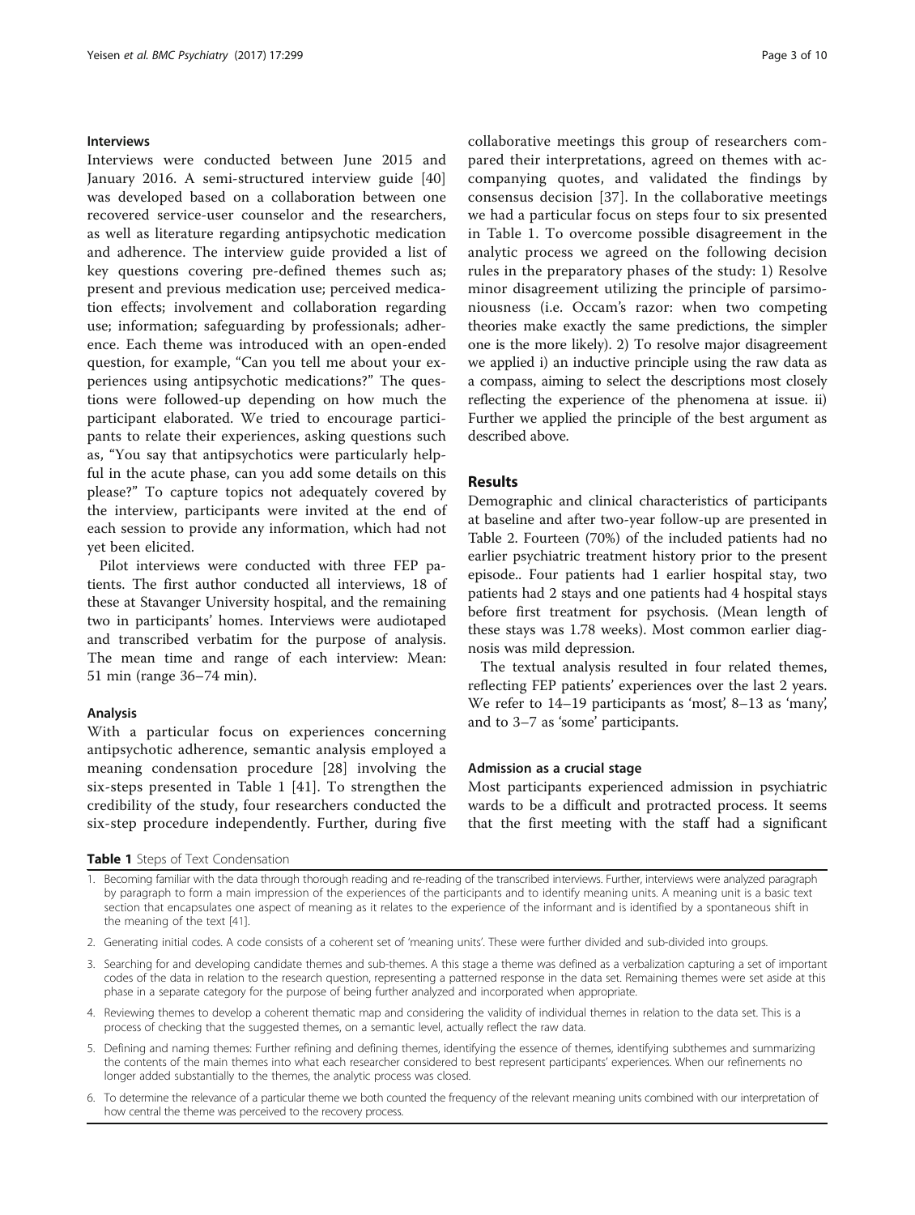### Interviews

Interviews were conducted between June 2015 and January 2016. A semi-structured interview guide [40] was developed based on a collaboration between one recovered service-user counselor and the researchers, as well as literature regarding antipsychotic medication and adherence. The interview guide provided a list of key questions covering pre-defined themes such as; present and previous medication use; perceived medication effects; involvement and collaboration regarding use; information; safeguarding by professionals; adherence. Each theme was introduced with an open-ended question, for example, "Can you tell me about your experiences using antipsychotic medications?" The questions were followed-up depending on how much the participant elaborated. We tried to encourage participants to relate their experiences, asking questions such as, "You say that antipsychotics were particularly helpful in the acute phase, can you add some details on this please?" To capture topics not adequately covered by the interview, participants were invited at the end of each session to provide any information, which had not yet been elicited.

Pilot interviews were conducted with three FEP patients. The first author conducted all interviews, 18 of these at Stavanger University hospital, and the remaining two in participants' homes. Interviews were audiotaped and transcribed verbatim for the purpose of analysis. The mean time and range of each interview: Mean: 51 min (range 36–74 min).

### Analysis

With a particular focus on experiences concerning antipsychotic adherence, semantic analysis employed a meaning condensation procedure [28] involving the six-steps presented in Table 1 [41]. To strengthen the credibility of the study, four researchers conducted the six-step procedure independently. Further, during five collaborative meetings this group of researchers compared their interpretations, agreed on themes with accompanying quotes, and validated the findings by consensus decision [37]. In the collaborative meetings we had a particular focus on steps four to six presented in Table 1. To overcome possible disagreement in the analytic process we agreed on the following decision rules in the preparatory phases of the study: 1) Resolve minor disagreement utilizing the principle of parsimoniousness (i.e. Occam's razor: when two competing theories make exactly the same predictions, the simpler one is the more likely). 2) To resolve major disagreement we applied i) an inductive principle using the raw data as a compass, aiming to select the descriptions most closely reflecting the experience of the phenomena at issue. ii) Further we applied the principle of the best argument as described above.

## Results

Demographic and clinical characteristics of participants at baseline and after two-year follow-up are presented in Table 2. Fourteen (70%) of the included patients had no earlier psychiatric treatment history prior to the present episode.. Four patients had 1 earlier hospital stay, two patients had 2 stays and one patients had 4 hospital stays before first treatment for psychosis. (Mean length of these stays was 1.78 weeks). Most common earlier diagnosis was mild depression.

The textual analysis resulted in four related themes, reflecting FEP patients' experiences over the last 2 years. We refer to 14–19 participants as 'most', 8–13 as 'many', and to 3–7 as 'some' participants.

### Admission as a crucial stage

Most participants experienced admission in psychiatric wards to be a difficult and protracted process. It seems that the first meeting with the staff had a significant

**Table 1** Steps of Text Condensation

1. Becoming familiar with the data through thorough reading and re-reading of the transcribed interviews. Further, interviews were analyzed paragraph by paragraph to form a main impression of the experiences of the participants and to identify meaning units. A meaning unit is a basic text section that encapsulates one aspect of meaning as it relates to the experience of the informant and is identified by a spontaneous shift in the meaning of the text [41].
2. Generating initial codes. A code consists of a coherent set of 'meaning units'. These were further divided and sub-divided into groups.
3. Searching for and developing candidate themes and sub-themes. A this stage a theme was defined as a verbalization capturing a set of important codes of the data in relation to the research question, representing a patterned response in the data set. Remaining themes were set aside at this phase in a separate category for the purpose of being further analyzed and incorporated when appropriate.
4. Reviewing themes to develop a coherent thematic map and considering the validity of individual themes in relation to the data set. This is a process of checking that the suggested themes, on a semantic level, actually reflect the raw data.
5. Defining and naming themes: Further refining and defining themes, identifying the essence of themes, identifying subthemes and summarizing the contents of the main themes into what each researcher considered to best represent participants' experiences. When our refinements no longer added substantially to the themes, the analytic process was closed.
6. To determine the relevance of a particular theme we both counted the frequency of the relevant meaning units combined with our interpretation of how central the theme was perceived to the recovery process.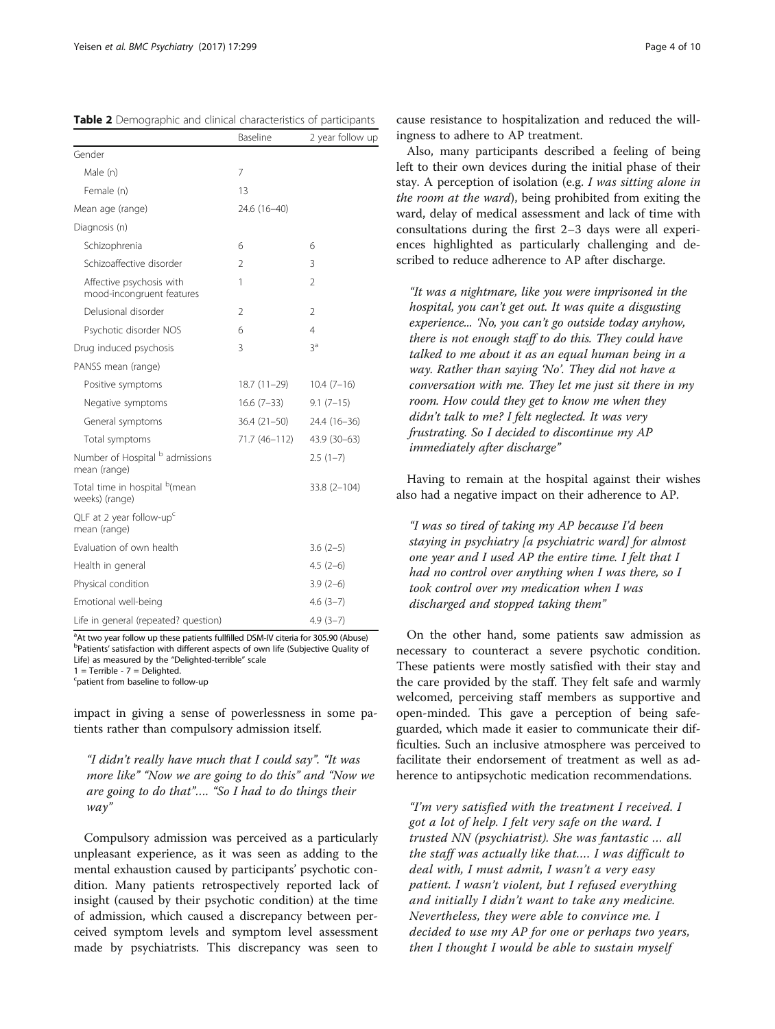**Table 2** Demographic and clinical characteristics of participants

| | Baseline | 2 year follow up |
|---|---|---|
| Gender | | |
| Male (n) | 7 | |
| Female (n) | 13 | |
| Mean age (range) | 24.6 (16–40) | |
| Diagnosis (n) | | |
| Schizophrenia | 6 | 6 |
| Schizoaffective disorder | 2 | 3 |
| Affective psychosis with mood-incongruent features | 1 | 2 |
| Delusional disorder | 2 | 2 |
| Psychotic disorder NOS | 6 | 4 |
| Drug induced psychosis | 3 | 3[a] |
| PANSS mean (range) | | |
| Positive symptoms | 18.7 (11–29) | 10.4 (7–16) |
| Negative symptoms | 16.6 (7–33) | 9.1 (7–15) |
| General symptoms | 36.4 (21–50) | 24.4 (16–36) |
| Total symptoms | 71.7 (46–112) | 43.9 (30–63) |
| Number of Hospital [b] admissions mean (range) | | 2.5 (1–7) |
| Total time in hospital [b](mean weeks) (range) | | 33.8 (2–104) |
| QLF at 2 year follow-up[c] mean (range) | | |
| Evaluation of own health | | 3.6 (2–5) |
| Health in general | | 4.5 (2–6) |
| Physical condition | | 3.9 (2–6) |
| Emotional well-being | | 4.6 (3–7) |
| Life in general (repeated? question) | | 4.9 (3–7) |

[a]At two year follow up these patients fullfilled DSM-IV citeria for 305.90 (Abuse)
[b]Patients' satisfaction with different aspects of own life (Subjective Quality of Life) as measured by the "Delighted-terrible" scale
1 = Terrible - 7 = Delighted.
[c]patient from baseline to follow-up

impact in giving a sense of powerlessness in some patients rather than compulsory admission itself.

> *"I didn't really have much that I could say". "It was more like" "Now we are going to do this" and "Now we are going to do that"…. "So I had to do things their way"*

Compulsory admission was perceived as a particularly unpleasant experience, as it was seen as adding to the mental exhaustion caused by participants' psychotic condition. Many patients retrospectively reported lack of insight (caused by their psychotic condition) at the time of admission, which caused a discrepancy between perceived symptom levels and symptom level assessment made by psychiatrists. This discrepancy was seen to cause resistance to hospitalization and reduced the willingness to adhere to AP treatment.

Also, many participants described a feeling of being left to their own devices during the initial phase of their stay. A perception of isolation (e.g. *I was sitting alone in the room at the ward*), being prohibited from exiting the ward, delay of medical assessment and lack of time with consultations during the first 2–3 days were all experiences highlighted as particularly challenging and described to reduce adherence to AP after discharge.

> *"It was a nightmare, like you were imprisoned in the hospital, you can't get out. It was quite a disgusting experience... 'No, you can't go outside today anyhow, there is not enough staff to do this. They could have talked to me about it as an equal human being in a way. Rather than saying 'No'. They did not have a conversation with me. They let me just sit there in my room. How could they get to know me when they didn't talk to me? I felt neglected. It was very frustrating. So I decided to discontinue my AP immediately after discharge"*

Having to remain at the hospital against their wishes also had a negative impact on their adherence to AP.

> *"I was so tired of taking my AP because I'd been staying in psychiatry [a psychiatric ward] for almost one year and I used AP the entire time. I felt that I had no control over anything when I was there, so I took control over my medication when I was discharged and stopped taking them"*

On the other hand, some patients saw admission as necessary to counteract a severe psychotic condition. These patients were mostly satisfied with their stay and the care provided by the staff. They felt safe and warmly welcomed, perceiving staff members as supportive and open-minded. This gave a perception of being safeguarded, which made it easier to communicate their difficulties. Such an inclusive atmosphere was perceived to facilitate their endorsement of treatment as well as adherence to antipsychotic medication recommendations.

> *"I'm very satisfied with the treatment I received. I got a lot of help. I felt very safe on the ward. I trusted NN (psychiatrist). She was fantastic … all the staff was actually like that…. I was difficult to deal with, I must admit, I wasn't a very easy patient. I wasn't violent, but I refused everything and initially I didn't want to take any medicine. Nevertheless, they were able to convince me. I decided to use my AP for one or perhaps two years, then I thought I would be able to sustain myself*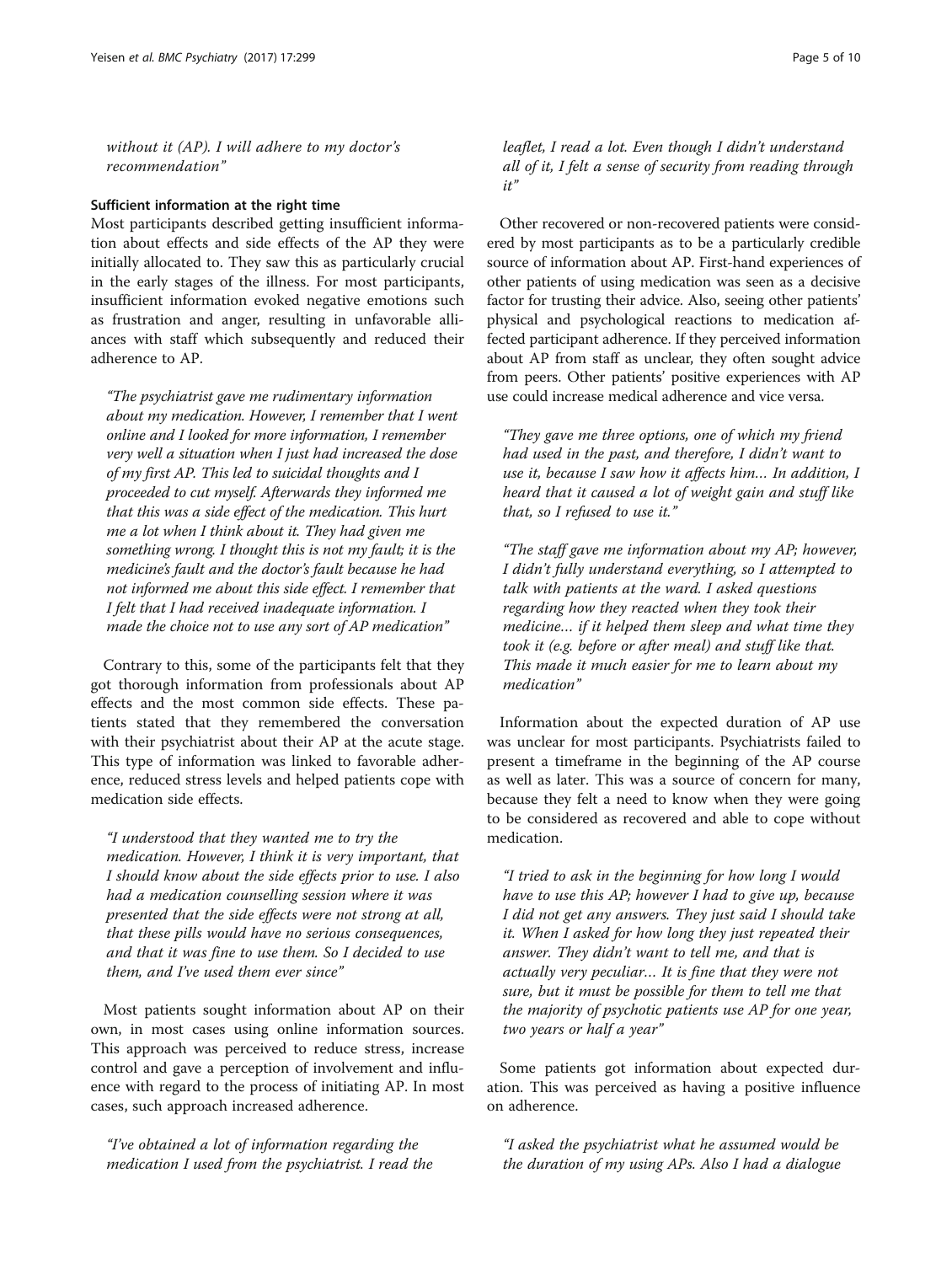*without it (AP). I will adhere to my doctor's recommendation"*

#### Sufficient information at the right time

Most participants described getting insufficient information about effects and side effects of the AP they were initially allocated to. They saw this as particularly crucial in the early stages of the illness. For most participants, insufficient information evoked negative emotions such as frustration and anger, resulting in unfavorable alliances with staff which subsequently and reduced their adherence to AP.

*"The psychiatrist gave me rudimentary information about my medication. However, I remember that I went online and I looked for more information, I remember very well a situation when I just had increased the dose of my first AP. This led to suicidal thoughts and I proceeded to cut myself. Afterwards they informed me that this was a side effect of the medication. This hurt me a lot when I think about it. They had given me something wrong. I thought this is not my fault; it is the medicine's fault and the doctor's fault because he had not informed me about this side effect. I remember that I felt that I had received inadequate information. I made the choice not to use any sort of AP medication"*

Contrary to this, some of the participants felt that they got thorough information from professionals about AP effects and the most common side effects. These patients stated that they remembered the conversation with their psychiatrist about their AP at the acute stage. This type of information was linked to favorable adherence, reduced stress levels and helped patients cope with medication side effects.

*"I understood that they wanted me to try the medication. However, I think it is very important, that I should know about the side effects prior to use. I also had a medication counselling session where it was presented that the side effects were not strong at all, that these pills would have no serious consequences, and that it was fine to use them. So I decided to use them, and I've used them ever since"*

Most patients sought information about AP on their own, in most cases using online information sources. This approach was perceived to reduce stress, increase control and gave a perception of involvement and influence with regard to the process of initiating AP. In most cases, such approach increased adherence.

*"I've obtained a lot of information regarding the medication I used from the psychiatrist. I read the leaflet, I read a lot. Even though I didn't understand all of it, I felt a sense of security from reading through it"*

Other recovered or non-recovered patients were considered by most participants as to be a particularly credible source of information about AP. First-hand experiences of other patients of using medication was seen as a decisive factor for trusting their advice. Also, seeing other patients' physical and psychological reactions to medication affected participant adherence. If they perceived information about AP from staff as unclear, they often sought advice from peers. Other patients' positive experiences with AP use could increase medical adherence and vice versa.

*"They gave me three options, one of which my friend had used in the past, and therefore, I didn't want to use it, because I saw how it affects him… In addition, I heard that it caused a lot of weight gain and stuff like that, so I refused to use it."*

*"The staff gave me information about my AP; however, I didn't fully understand everything, so I attempted to talk with patients at the ward. I asked questions regarding how they reacted when they took their medicine… if it helped them sleep and what time they took it (e.g. before or after meal) and stuff like that. This made it much easier for me to learn about my medication"*

Information about the expected duration of AP use was unclear for most participants. Psychiatrists failed to present a timeframe in the beginning of the AP course as well as later. This was a source of concern for many, because they felt a need to know when they were going to be considered as recovered and able to cope without medication.

*"I tried to ask in the beginning for how long I would have to use this AP; however I had to give up, because I did not get any answers. They just said I should take it. When I asked for how long they just repeated their answer. They didn't want to tell me, and that is actually very peculiar… It is fine that they were not sure, but it must be possible for them to tell me that the majority of psychotic patients use AP for one year, two years or half a year"*

Some patients got information about expected duration. This was perceived as having a positive influence on adherence.

*"I asked the psychiatrist what he assumed would be the duration of my using APs. Also I had a dialogue*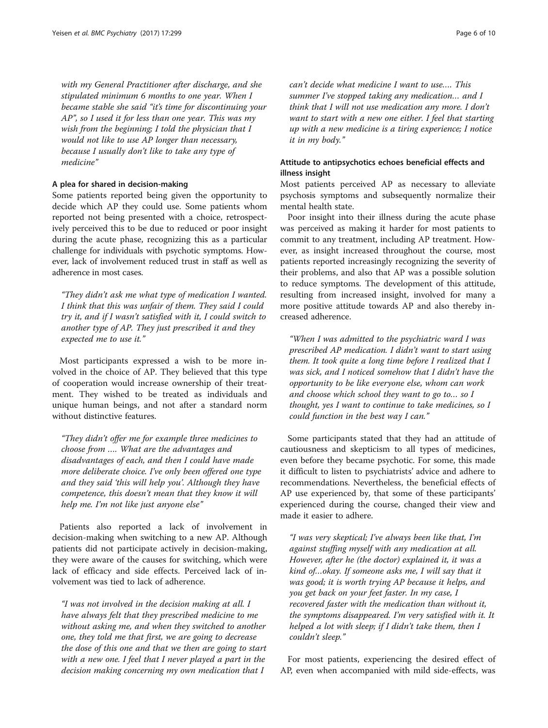*with my General Practitioner after discharge, and she stipulated minimum 6 months to one year. When I became stable she said "it's time for discontinuing your AP", so I used it for less than one year. This was my wish from the beginning; I told the physician that I would not like to use AP longer than necessary, because I usually don't like to take any type of medicine"*

#### A plea for shared in decision-making

Some patients reported being given the opportunity to decide which AP they could use. Some patients whom reported not being presented with a choice, retrospectively perceived this to be due to reduced or poor insight during the acute phase, recognizing this as a particular challenge for individuals with psychotic symptoms. However, lack of involvement reduced trust in staff as well as adherence in most cases.

*"They didn't ask me what type of medication I wanted. I think that this was unfair of them. They said I could try it, and if I wasn't satisfied with it, I could switch to another type of AP. They just prescribed it and they expected me to use it."*

Most participants expressed a wish to be more involved in the choice of AP. They believed that this type of cooperation would increase ownership of their treatment. They wished to be treated as individuals and unique human beings, and not after a standard norm without distinctive features.

*"They didn't offer me for example three medicines to choose from .... What are the advantages and disadvantages of each, and then I could have made more deliberate choice. I've only been offered one type and they said 'this will help you'. Although they have competence, this doesn't mean that they know it will help me. I'm not like just anyone else"*

Patients also reported a lack of involvement in decision-making when switching to a new AP. Although patients did not participate actively in decision-making, they were aware of the causes for switching, which were lack of efficacy and side effects. Perceived lack of involvement was tied to lack of adherence.

*"I was not involved in the decision making at all. I have always felt that they prescribed medicine to me without asking me, and when they switched to another one, they told me that first, we are going to decrease the dose of this one and that we then are going to start with a new one. I feel that I never played a part in the decision making concerning my own medication that I can't decide what medicine I want to use.... This summer I've stopped taking any medication... and I think that I will not use medication any more. I don't want to start with a new one either. I feel that starting up with a new medicine is a tiring experience; I notice it in my body."*

#### Attitude to antipsychotics echoes beneficial effects and illness insight

Most patients perceived AP as necessary to alleviate psychosis symptoms and subsequently normalize their mental health state.

Poor insight into their illness during the acute phase was perceived as making it harder for most patients to commit to any treatment, including AP treatment. However, as insight increased throughout the course, most patients reported increasingly recognizing the severity of their problems, and also that AP was a possible solution to reduce symptoms. The development of this attitude, resulting from increased insight, involved for many a more positive attitude towards AP and also thereby increased adherence.

*"When I was admitted to the psychiatric ward I was prescribed AP medication. I didn't want to start using them. It took quite a long time before I realized that I was sick, and I noticed somehow that I didn't have the opportunity to be like everyone else, whom can work and choose which school they want to go to... so I thought, yes I want to continue to take medicines, so I could function in the best way I can."*

Some participants stated that they had an attitude of cautiousness and skepticism to all types of medicines, even before they became psychotic. For some, this made it difficult to listen to psychiatrists' advice and adhere to recommendations. Nevertheless, the beneficial effects of AP use experienced by, that some of these participants' experienced during the course, changed their view and made it easier to adhere.

*"I was very skeptical; I've always been like that, I'm against stuffing myself with any medication at all. However, after he (the doctor) explained it, it was a kind of...okay. If someone asks me, I will say that it was good; it is worth trying AP because it helps, and you get back on your feet faster. In my case, I recovered faster with the medication than without it, the symptoms disappeared. I'm very satisfied with it. It helped a lot with sleep; if I didn't take them, then I couldn't sleep."*

For most patients, experiencing the desired effect of AP, even when accompanied with mild side-effects, was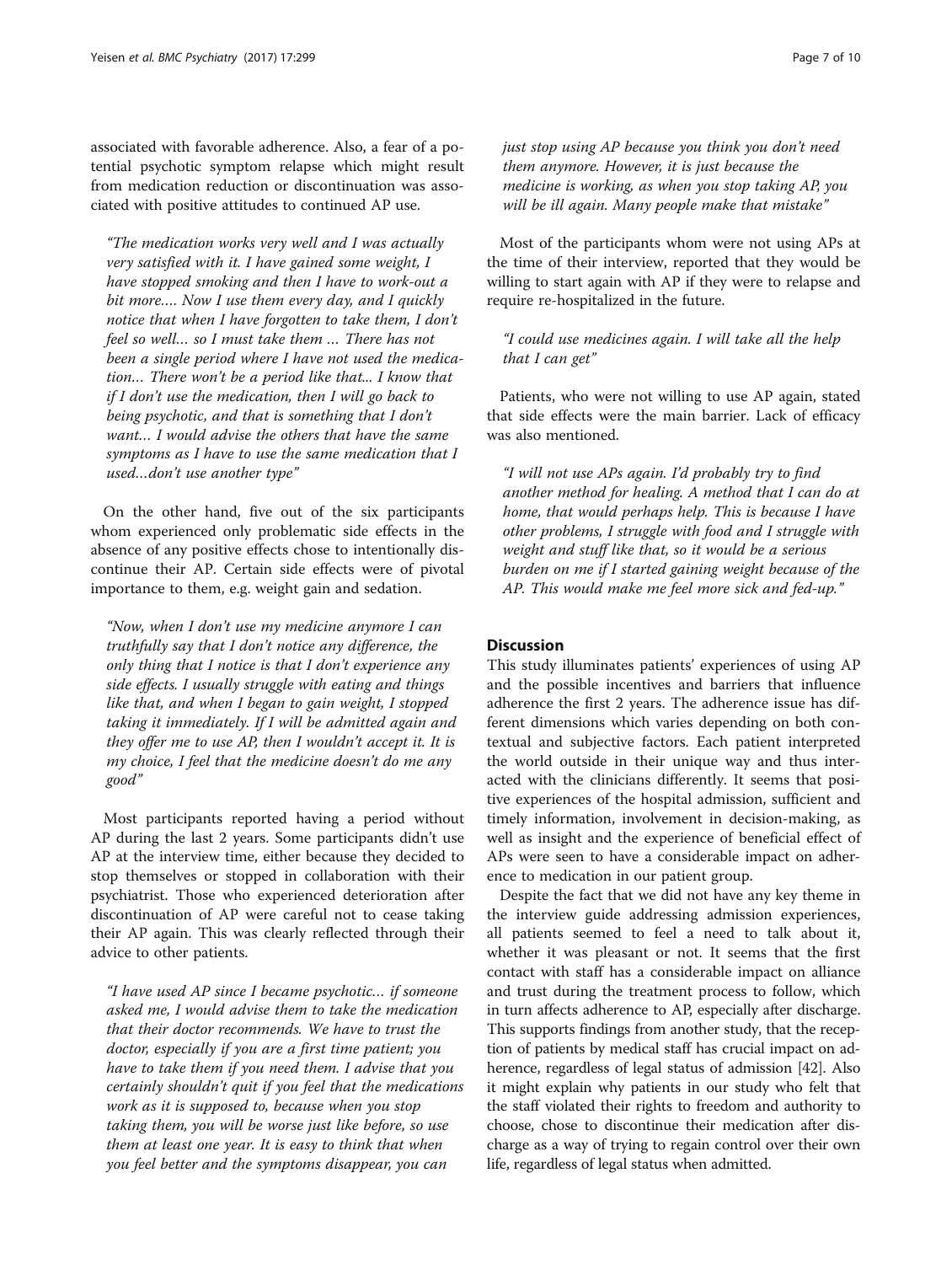associated with favorable adherence. Also, a fear of a potential psychotic symptom relapse which might result from medication reduction or discontinuation was associated with positive attitudes to continued AP use.

> *"The medication works very well and I was actually very satisfied with it. I have gained some weight, I have stopped smoking and then I have to work-out a bit more.... Now I use them every day, and I quickly notice that when I have forgotten to take them, I don't feel so well... so I must take them ... There has not been a single period where I have not used the medication... There won't be a period like that... I know that if I don't use the medication, then I will go back to being psychotic, and that is something that I don't want... I would advise the others that have the same symptoms as I have to use the same medication that I used...don't use another type"*

On the other hand, five out of the six participants whom experienced only problematic side effects in the absence of any positive effects chose to intentionally discontinue their AP. Certain side effects were of pivotal importance to them, e.g. weight gain and sedation.

> *"Now, when I don't use my medicine anymore I can truthfully say that I don't notice any difference, the only thing that I notice is that I don't experience any side effects. I usually struggle with eating and things like that, and when I began to gain weight, I stopped taking it immediately. If I will be admitted again and they offer me to use AP, then I wouldn't accept it. It is my choice, I feel that the medicine doesn't do me any good"*

Most participants reported having a period without AP during the last 2 years. Some participants didn't use AP at the interview time, either because they decided to stop themselves or stopped in collaboration with their psychiatrist. Those who experienced deterioration after discontinuation of AP were careful not to cease taking their AP again. This was clearly reflected through their advice to other patients.

> *"I have used AP since I became psychotic... if someone asked me, I would advise them to take the medication that their doctor recommends. We have to trust the doctor, especially if you are a first time patient; you have to take them if you need them. I advise that you certainly shouldn't quit if you feel that the medications work as it is supposed to, because when you stop taking them, you will be worse just like before, so use them at least one year. It is easy to think that when you feel better and the symptoms disappear, you can just stop using AP because you think you don't need them anymore. However, it is just because the medicine is working, as when you stop taking AP, you will be ill again. Many people make that mistake"*

Most of the participants whom were not using APs at the time of their interview, reported that they would be willing to start again with AP if they were to relapse and require re-hospitalized in the future.

> *"I could use medicines again. I will take all the help that I can get"*

Patients, who were not willing to use AP again, stated that side effects were the main barrier. Lack of efficacy was also mentioned.

> *"I will not use APs again. I'd probably try to find another method for healing. A method that I can do at home, that would perhaps help. This is because I have other problems, I struggle with food and I struggle with weight and stuff like that, so it would be a serious burden on me if I started gaining weight because of the AP. This would make me feel more sick and fed-up."*

## Discussion

This study illuminates patients' experiences of using AP and the possible incentives and barriers that influence adherence the first 2 years. The adherence issue has different dimensions which varies depending on both contextual and subjective factors. Each patient interpreted the world outside in their unique way and thus interacted with the clinicians differently. It seems that positive experiences of the hospital admission, sufficient and timely information, involvement in decision-making, as well as insight and the experience of beneficial effect of APs were seen to have a considerable impact on adherence to medication in our patient group.

Despite the fact that we did not have any key theme in the interview guide addressing admission experiences, all patients seemed to feel a need to talk about it, whether it was pleasant or not. It seems that the first contact with staff has a considerable impact on alliance and trust during the treatment process to follow, which in turn affects adherence to AP, especially after discharge. This supports findings from another study, that the reception of patients by medical staff has crucial impact on adherence, regardless of legal status of admission [42]. Also it might explain why patients in our study who felt that the staff violated their rights to freedom and authority to choose, chose to discontinue their medication after discharge as a way of trying to regain control over their own life, regardless of legal status when admitted.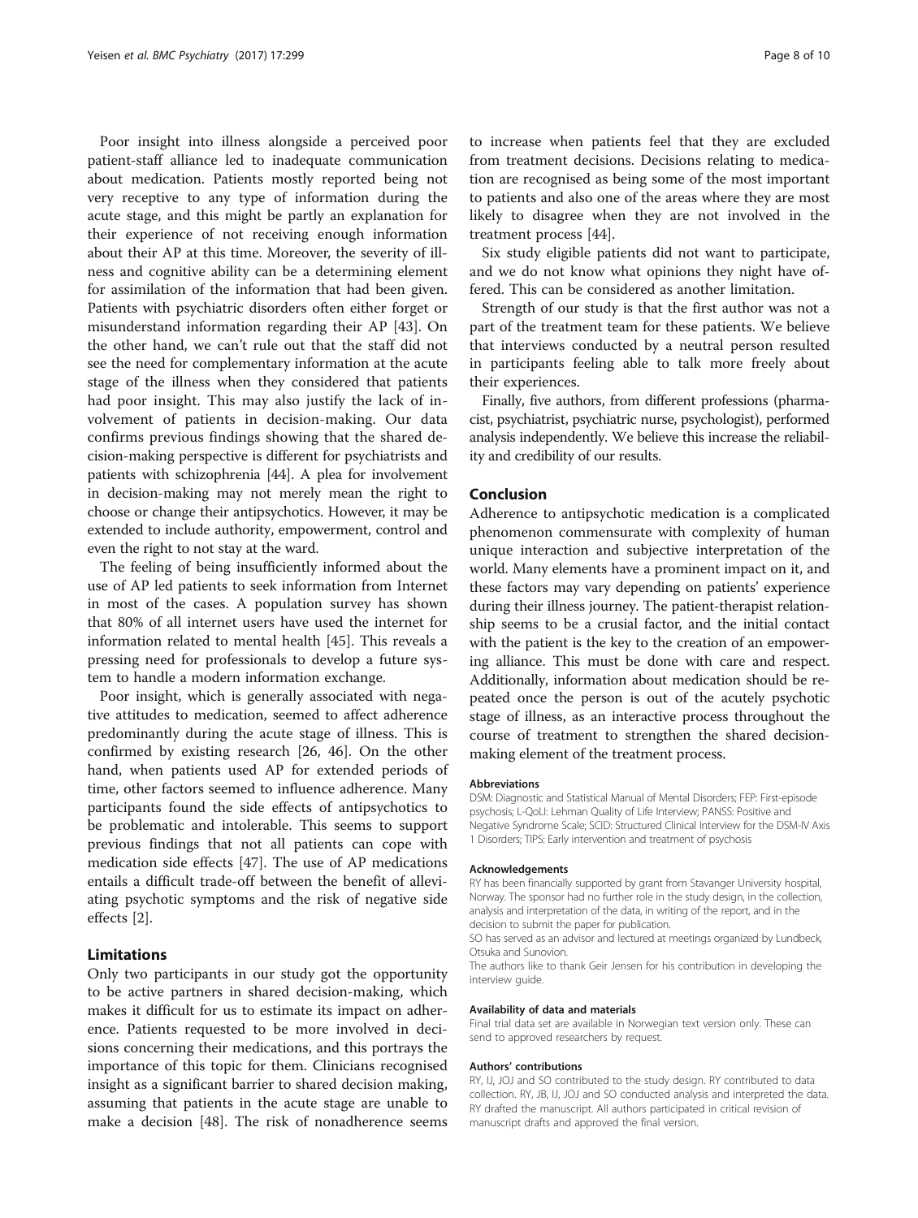Poor insight into illness alongside a perceived poor patient-staff alliance led to inadequate communication about medication. Patients mostly reported being not very receptive to any type of information during the acute stage, and this might be partly an explanation for their experience of not receiving enough information about their AP at this time. Moreover, the severity of illness and cognitive ability can be a determining element for assimilation of the information that had been given. Patients with psychiatric disorders often either forget or misunderstand information regarding their AP [43]. On the other hand, we can't rule out that the staff did not see the need for complementary information at the acute stage of the illness when they considered that patients had poor insight. This may also justify the lack of involvement of patients in decision-making. Our data confirms previous findings showing that the shared decision-making perspective is different for psychiatrists and patients with schizophrenia [44]. A plea for involvement in decision-making may not merely mean the right to choose or change their antipsychotics. However, it may be extended to include authority, empowerment, control and even the right to not stay at the ward.

The feeling of being insufficiently informed about the use of AP led patients to seek information from Internet in most of the cases. A population survey has shown that 80% of all internet users have used the internet for information related to mental health [45]. This reveals a pressing need for professionals to develop a future system to handle a modern information exchange.

Poor insight, which is generally associated with negative attitudes to medication, seemed to affect adherence predominantly during the acute stage of illness. This is confirmed by existing research [26, 46]. On the other hand, when patients used AP for extended periods of time, other factors seemed to influence adherence. Many participants found the side effects of antipsychotics to be problematic and intolerable. This seems to support previous findings that not all patients can cope with medication side effects [47]. The use of AP medications entails a difficult trade-off between the benefit of alleviating psychotic symptoms and the risk of negative side effects [2].

## Limitations

Only two participants in our study got the opportunity to be active partners in shared decision-making, which makes it difficult for us to estimate its impact on adherence. Patients requested to be more involved in decisions concerning their medications, and this portrays the importance of this topic for them. Clinicians recognised insight as a significant barrier to shared decision making, assuming that patients in the acute stage are unable to make a decision [48]. The risk of nonadherence seems to increase when patients feel that they are excluded from treatment decisions. Decisions relating to medication are recognised as being some of the most important to patients and also one of the areas where they are most likely to disagree when they are not involved in the treatment process [44].

Six study eligible patients did not want to participate, and we do not know what opinions they night have offered. This can be considered as another limitation.

Strength of our study is that the first author was not a part of the treatment team for these patients. We believe that interviews conducted by a neutral person resulted in participants feeling able to talk more freely about their experiences.

Finally, five authors, from different professions (pharmacist, psychiatrist, psychiatric nurse, psychologist), performed analysis independently. We believe this increase the reliability and credibility of our results.

## Conclusion

Adherence to antipsychotic medication is a complicated phenomenon commensurate with complexity of human unique interaction and subjective interpretation of the world. Many elements have a prominent impact on it, and these factors may vary depending on patients' experience during their illness journey. The patient-therapist relationship seems to be a crusial factor, and the initial contact with the patient is the key to the creation of an empowering alliance. This must be done with care and respect. Additionally, information about medication should be repeated once the person is out of the acutely psychotic stage of illness, as an interactive process throughout the course of treatment to strengthen the shared decision-making element of the treatment process.

#### Abbreviations

DSM: Diagnostic and Statistical Manual of Mental Disorders; FEP: First-episode psychosis; L-QoLI: Lehman Quality of Life Interview; PANSS: Positive and Negative Syndrome Scale; SCID: Structured Clinical Interview for the DSM-IV Axis 1 Disorders; TIPS: Early intervention and treatment of psychosis

#### Acknowledgements

RY has been financially supported by grant from Stavanger University hospital, Norway. The sponsor had no further role in the study design, in the collection, analysis and interpretation of the data, in writing of the report, and in the decision to submit the paper for publication.

SO has served as an advisor and lectured at meetings organized by Lundbeck, Otsuka and Sunovion.

The authors like to thank Geir Jensen for his contribution in developing the interview guide.

#### Availability of data and materials

Final trial data set are available in Norwegian text version only. These can send to approved researchers by request.

#### Authors' contributions

RY, IJ, JOJ and SO contributed to the study design. RY contributed to data collection. RY, JB, IJ, JOJ and SO conducted analysis and interpreted the data. RY drafted the manuscript. All authors participated in critical revision of manuscript drafts and approved the final version.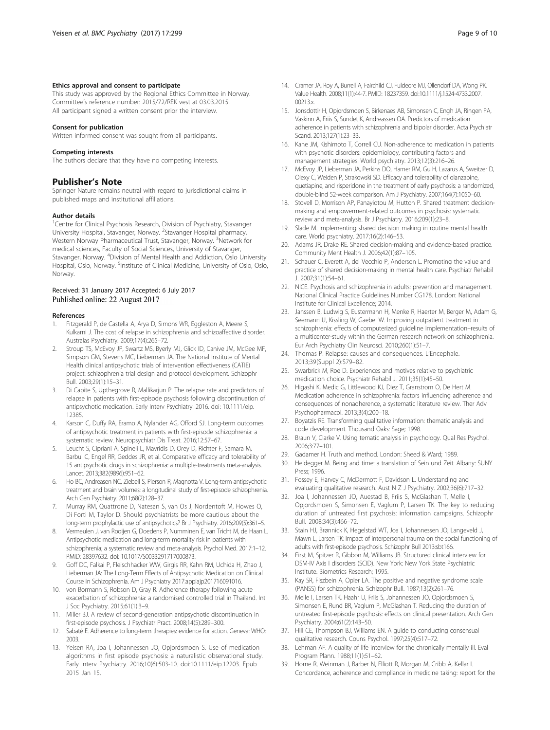#### Ethics approval and consent to participate

This study was approved by the Regional Ethics Committee in Norway. Committee's reference number: 2015/72/REK vest at 03.03.2015. All participant signed a written consent prior the interview.

#### Consent for publication

Written informed consent was sought from all participants.

#### Competing interests

The authors declare that they have no competing interests.

## Publisher's Note

Springer Nature remains neutral with regard to jurisdictional claims in published maps and institutional affiliations.

#### Author details

[1]Centre for Clinical Psychosis Research, Division of Psychiatry, Stavanger University Hospital, Stavanger, Norway. [2]Stavanger Hospital pharmacy, Western Norway Pharmaceutical Trust, Stavanger, Norway. [3]Network for medical sciences, Faculty of Social Sciences, University of Stavanger, Stavanger, Norway. [4]Division of Mental Health and Addiction, Oslo University Hospital, Oslo, Norway. [5]Institute of Clinical Medicine, University of Oslo, Oslo, Norway.

Received: 31 January 2017 Accepted: 6 July 2017
Published online: 22 August 2017

#### References

1. Fitzgerald P, de Castella A, Arya D, Simons WR, Eggleston A, Meere S, Kulkarni J. The cost of relapse in schizophrenia and schizoaffective disorder. Australas Psychiatry. 2009;17(4):265–72.
2. Stroup TS, McEvoy JP, Swartz MS, Byerly MJ, Glick ID, Canive JM, McGee MF, Simpson GM, Stevens MC, Lieberman JA. The National Institute of Mental Health clinical antipsychotic trials of intervention effectiveness (CATIE) project: schizophrenia trial design and protocol development. Schizophr Bull. 2003;29(1):15–31.
3. Di Capite S, Upthegrove R, Mallikarjun P. The relapse rate and predictors of relapse in patients with first-episode psychosis following discontinuation of antipsychotic medication. Early Interv Psychiatry. 2016. doi: 10.1111/eip.12385.
4. Karson C, Duffy RA, Eramo A, Nylander AG, Offord SJ. Long-term outcomes of antipsychotic treatment in patients with first-episode schizophrenia: a systematic review. Neuropsychiatr Dis Treat. 2016;12:57–67.
5. Leucht S, Cipriani A, Spineli L, Mavridis D, Orey D, Richter F, Samara M, Barbui C, Engel RR, Geddes JR, et al. Comparative efficacy and tolerability of 15 antipsychotic drugs in schizophrenia: a multiple-treatments meta-analysis. Lancet. 2013;382(9896):951–62.
6. Ho BC, Andreasen NC, Ziebell S, Pierson R, Magnotta V. Long-term antipsychotic treatment and brain volumes: a longitudinal study of first-episode schizophrenia. Arch Gen Psychiatry. 2011;68(2):128–37.
7. Murray RM, Quattrone D, Natesan S, van Os J, Nordentoft M, Howes O, Di Forti M, Taylor D. Should psychiatrists be more cautious about the long-term prophylactic use of antipsychotics? Br J Psychiatry. 2016;209(5):361–5.
8. Vermeulen J, van Rooijen G, Doedens P, Numminen E, van Tricht M, de Haan L. Antipsychotic medication and long-term mortality risk in patients with schizophrenia; a systematic review and meta-analysis. Psychol Med. 2017:1–12. PMID: 28397632. doi: 10.1017/S0033291717000873.
9. Goff DC, Falkai P, Fleischhacker WW, Girgis RR, Kahn RM, Uchida H, Zhao J, Lieberman JA: The Long-Term Effects of Antipsychotic Medication on Clinical Course in Schizophrenia. Am J Psychiatry 2017:appiajp201716091016.
10. von Bormann S, Robson D, Gray R. Adherence therapy following acute exacerbation of schizophrenia: a randomised controlled trial in Thailand. Int J Soc Psychiatry. 2015;61(1):3–9.
11. Miller BJ. A review of second-generation antipsychotic discontinuation in first-episode psychosis. J Psychiatr Pract. 2008;14(5):289–300.
12. Sabaté E. Adherence to long-term therapies: evidence for action. Geneva: WHO; 2003.
13. Yeisen RA, Joa I, Johannessen JO, Opjordsmoen S. Use of medication algorithms in first episode psychosis: a naturalistic observational study. Early Interv Psychiatry. 2016;10(6):503-10. doi:10.1111/eip.12203. Epub 2015 Jan 15.
14. Cramer JA, Roy A, Burrell A, Fairchild CJ, Fuldeore MJ, Ollendorf DA, Wong PK. Value Health. 2008;11(1):44-7. PMID: 18237359. doi:10.1111/j.1524-4733.2007.00213.x.
15. Jonsdottir H, Opjordsmoen S, Birkenaes AB, Simonsen C, Engh JA, Ringen PA, Vaskinn A, Friis S, Sundet K, Andreassen OA. Predictors of medication adherence in patients with schizophrenia and bipolar disorder. Acta Psychiatr Scand. 2013;127(1):23–33.
16. Kane JM, Kishimoto T, Correll CU. Non-adherence to medication in patients with psychotic disorders: epidemiology, contributing factors and management strategies. World psychiatry. 2013;12(3):216–26.
17. McEvoy JP, Lieberman JA, Perkins DO, Hamer RM, Gu H, Lazarus A, Sweitzer D, Olexy C, Weiden P, Strakowski SD. Efficacy and tolerability of olanzapine, quetiapine, and risperidone in the treatment of early psychosis: a randomized, double-blind 52-week comparison. Am J Psychiatry. 2007;164(7):1050–60.
18. Stovell D, Morrison AP, Panayiotou M, Hutton P. Shared treatment decision-making and empowerment-related outcomes in psychosis: systematic review and meta-analysis. Br J Psychiatry. 2016;209(1):23–8.
19. Slade M. Implementing shared decision making in routine mental health care. World psychiatry. 2017;16(2):146–53.
20. Adams JR, Drake RE. Shared decision-making and evidence-based practice. Community Ment Health J. 2006;42(1):87–105.
21. Schauer C, Everett A, del Vecchio P, Anderson L. Promoting the value and practice of shared decision-making in mental health care. Psychiatr Rehabil J. 2007;31(1):54–61.
22. NICE. Psychosis and schizophrenia in adults: prevention and management. National Clinical Practice Guidelines Number CG178. London: National Institute for Clinical Excellence; 2014.
23. Janssen B, Ludwig S, Eustermann H, Menke R, Haerter M, Berger M, Adam G, Seemann U, Kissling W, Gaebel W. Improving outpatient treatment in schizophrenia: effects of computerized guideline implementation–results of a multicenter-study within the German research network on schizophrenia. Eur Arch Psychiatry Clin Neurosci. 2010;260(1):51–7.
24. Thomas P. Relapse: causes and consequences. L'Encephale. 2013;39(Suppl 2):S79–82.
25. Swarbrick M, Roe D. Experiences and motives relative to psychiatric medication choice. Psychiatr Rehabil J. 2011;35(1):45–50.
26. Higashi K, Medic G, Littlewood KJ, Diez T, Granstrom O, De Hert M. Medication adherence in schizophrenia: factors influencing adherence and consequences of nonadherence, a systematic literature review. Ther Adv Psychopharmacol. 2013;3(4):200–18.
27. Boyatzis RE. Transforming qualitative information: thematic analysis and code development. Thousand Oaks: Sage; 1998.
28. Braun V, Clarke V. Using tematic analysis in psychology. Qual Res Psychol. 2006;3:77–101.
29. Gadamer H. Truth and method. London: Sheed & Ward; 1989.
30. Heidegger M. Being and time: a translation of Sein und Zeit. Albany: SUNY Press; 1996.
31. Fossey E, Harvey C, McDermott F, Davidson L. Understanding and evaluating qualitative research. Aust N Z J Psychiatry. 2002;36(6):717–32.
32. Joa I, Johannessen JO, Auestad B, Friis S, McGlashan T, Melle I, Opjordsmoen S, Simonsen E, Vaglum P, Larsen TK. The key to reducing duration of untreated first psychosis: information campaigns. Schizophr Bull. 2008;34(3):466–72.
33. Stain HJ, Brønnick K, Hegelstad WT, Joa I, Johannessen JO, Langeveld J, Mawn L, Larsen TK: Impact of interpersonal trauma on the social functioning of adults with first-episode psychosis. Schizophr Bull 2013:sbt166.
34. First M, Spitzer R, Gibbon M, Williams JB. Structured clinical interview for DSM-IV Axis I disorders (SCID). New York: New York State Psychiatric Institute. Biometrics Research; 1995.
35. Kay SR, Fiszbein A, Opler LA. The positive and negative syndrome scale (PANSS) for schizophrenia. Schizophr Bull. 1987;13(2):261–76.
36. Melle I, Larsen TK, Haahr U, Friis S, Johannessen JO, Opjordsmoen S, Simonsen E, Rund BR, Vaglum P, McGlashan T. Reducing the duration of untreated first-episode psychosis: effects on clinical presentation. Arch Gen Psychiatry. 2004;61(2):143–50.
37. Hill CE, Thompson BJ, Williams EN. A guide to conducting consensual qualitative research. Couns Psychol. 1997;25(4):517–72.
38. Lehman AF. A quality of life interview for the chronically mentally ill. Eval Program Plann. 1988;11(1):51–62.
39. Horne R, Weinman J, Barber N, Elliott R, Morgan M, Cribb A, Kellar I. Concordance, adherence and compliance in medicine taking: report for the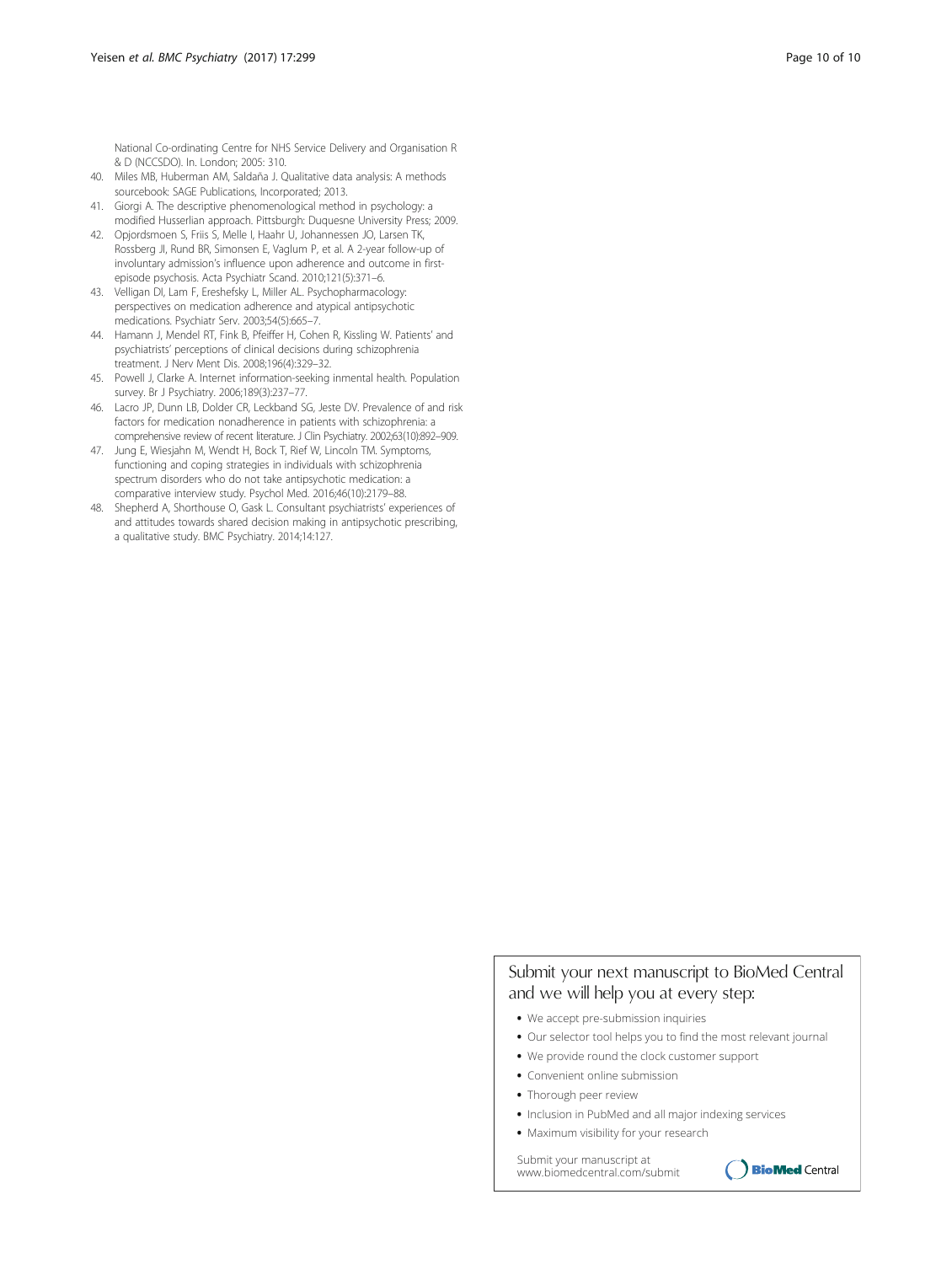National Co-ordinating Centre for NHS Service Delivery and Organisation R & D (NCCSDO). In. London; 2005: 310.

40. Miles MB, Huberman AM, Saldaña J. Qualitative data analysis: A methods sourcebook: SAGE Publications, Incorporated; 2013.
41. Giorgi A. The descriptive phenomenological method in psychology: a modified Husserlian approach. Pittsburgh: Duquesne University Press; 2009.
42. Opjordsmoen S, Friis S, Melle I, Haahr U, Johannessen JO, Larsen TK, Rossberg JI, Rund BR, Simonsen E, Vaglum P, et al. A 2-year follow-up of involuntary admission's influence upon adherence and outcome in first-episode psychosis. Acta Psychiatr Scand. 2010;121(5):371–6.
43. Velligan DI, Lam F, Ereshefsky L, Miller AL. Psychopharmacology: perspectives on medication adherence and atypical antipsychotic medications. Psychiatr Serv. 2003;54(5):665–7.
44. Hamann J, Mendel RT, Fink B, Pfeiffer H, Cohen R, Kissling W. Patients' and psychiatrists' perceptions of clinical decisions during schizophrenia treatment. J Nerv Ment Dis. 2008;196(4):329–32.
45. Powell J, Clarke A. Internet information-seeking inmental health. Population survey. Br J Psychiatry. 2006;189(3):237–77.
46. Lacro JP, Dunn LB, Dolder CR, Leckband SG, Jeste DV. Prevalence of and risk factors for medication nonadherence in patients with schizophrenia: a comprehensive review of recent literature. J Clin Psychiatry. 2002;63(10):892–909.
47. Jung E, Wiesjahn M, Wendt H, Bock T, Rief W, Lincoln TM. Symptoms, functioning and coping strategies in individuals with schizophrenia spectrum disorders who do not take antipsychotic medication: a comparative interview study. Psychol Med. 2016;46(10):2179–88.
48. Shepherd A, Shorthouse O, Gask L. Consultant psychiatrists' experiences of and attitudes towards shared decision making in antipsychotic prescribing, a qualitative study. BMC Psychiatry. 2014;14:127.

Submit your next manuscript to BioMed Central and we will help you at every step:

- We accept pre-submission inquiries
- Our selector tool helps you to find the most relevant journal
- We provide round the clock customer support
- Convenient online submission
- Thorough peer review
- Inclusion in PubMed and all major indexing services
- Maximum visibility for your research

Submit your manuscript at
www.biomedcentral.com/submit

BioMed Central